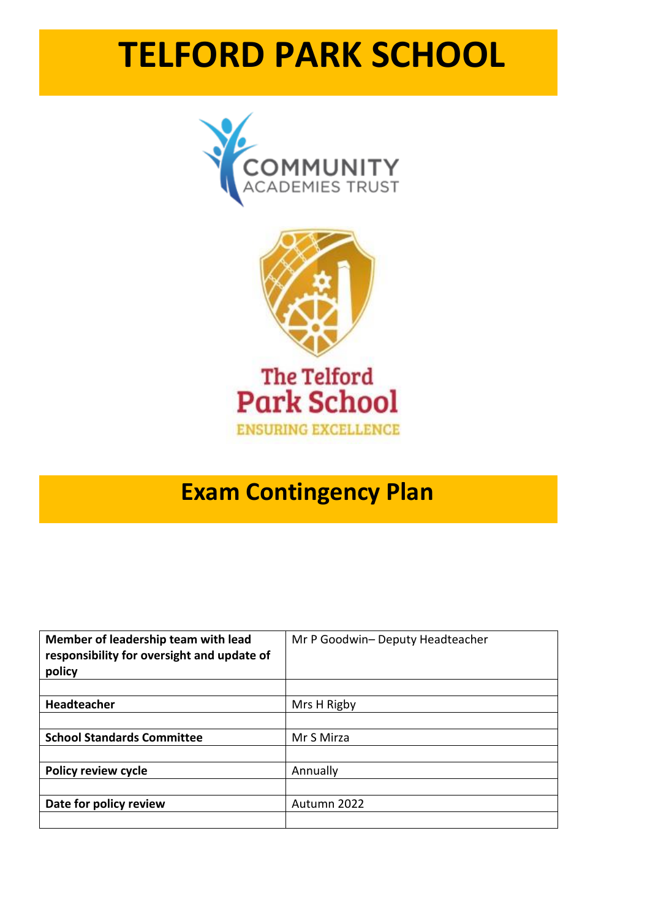# TELFORD PARK SCHOOL

COMMUNITY ACADEMIES TRUST

The Telford Park School

ENSURING EXCELLENCE

## Exam Contingency Plan

| Member of leadership team with lead responsibility for oversight and update of policy | Mr P Goodwin– Deputy Headteacher |
|---|---|
| | |
| **Headteacher** | Mrs H Rigby |
| | |
| **School Standards Committee** | Mr S Mirza |
| | |
| **Policy review cycle** | Annually |
| | |
| **Date for policy review** | Autumn 2022 |
| | |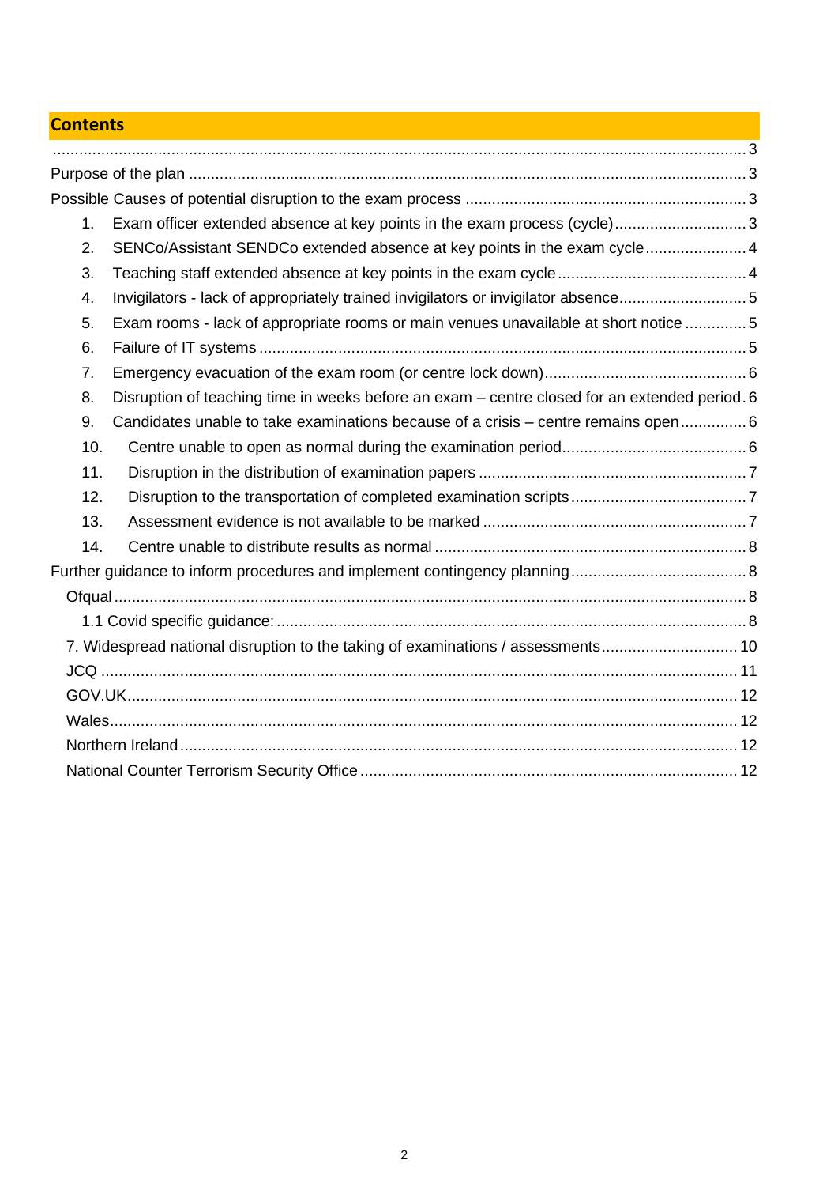## Contents

.......................................................................................................................................................... 3
Purpose of the plan ........................................................................................................................ 3
Possible Causes of potential disruption to the exam process ............................................................ 3

1. Exam officer extended absence at key points in the exam process (cycle) .............................. 3
2. SENCo/Assistant SENDCo extended absence at key points in the exam cycle ....................... 4
3. Teaching staff extended absence at key points in the exam cycle ........................................... 4
4. Invigilators - lack of appropriately trained invigilators or invigilator absence ............................. 5
5. Exam rooms - lack of appropriate rooms or main venues unavailable at short notice .............. 5
6. Failure of IT systems ............................................................................................................... 5
7. Emergency evacuation of the exam room (or centre lock down) .............................................. 6
8. Disruption of teaching time in weeks before an exam – centre closed for an extended period . 6
9. Candidates unable to take examinations because of a crisis – centre remains open ............... 6
10. Centre unable to open as normal during the examination period .......................................... 6
11. Disruption in the distribution of examination papers ............................................................. 7
12. Disruption to the transportation of completed examination scripts ........................................ 7
13. Assessment evidence is not available to be marked ............................................................ 7
14. Centre unable to distribute results as normal ....................................................................... 8

Further guidance to inform procedures and implement contingency planning ........................................ 8

- Ofqual ........................................................................................................................................ 8
    - 1.1 Covid specific guidance: ...................................................................................................... 8
- 7. Widespread national disruption to the taking of examinations / assessments ............................. 10
- JCQ .......................................................................................................................................... 11
- GOV.UK .................................................................................................................................... 12
- Wales ........................................................................................................................................ 12
- Northern Ireland .......................................................................................................................... 12
- National Counter Terrorism Security Office ..................................................................................... 12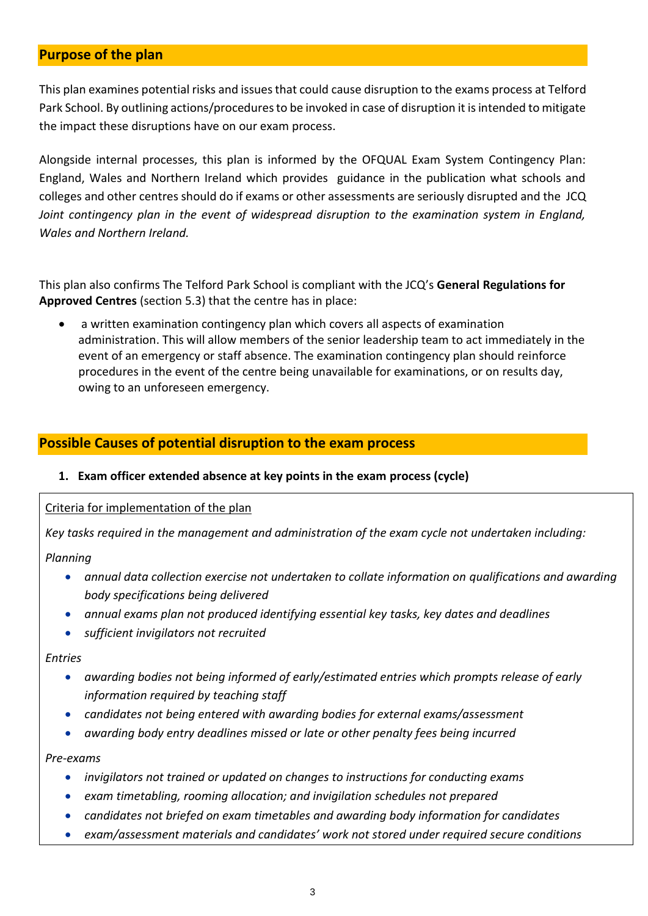## Purpose of the plan

This plan examines potential risks and issues that could cause disruption to the exams process at Telford Park School. By outlining actions/procedures to be invoked in case of disruption it is intended to mitigate the impact these disruptions have on our exam process.

Alongside internal processes, this plan is informed by the OFQUAL Exam System Contingency Plan: England, Wales and Northern Ireland which provides guidance in the publication what schools and colleges and other centres should do if exams or other assessments are seriously disrupted and the JCQ *Joint contingency plan in the event of widespread disruption to the examination system in England, Wales and Northern Ireland.*

This plan also confirms The Telford Park School is compliant with the JCQ's **General Regulations for Approved Centres** (section 5.3) that the centre has in place:

- a written examination contingency plan which covers all aspects of examination administration. This will allow members of the senior leadership team to act immediately in the event of an emergency or staff absence. The examination contingency plan should reinforce procedures in the event of the centre being unavailable for examinations, or on results day, owing to an unforeseen emergency.

## Possible Causes of potential disruption to the exam process

1. **Exam officer extended absence at key points in the exam process (cycle)**

Criteria for implementation of the plan

*Key tasks required in the management and administration of the exam cycle not undertaken including:*

*Planning*

- *annual data collection exercise not undertaken to collate information on qualifications and awarding body specifications being delivered*
- *annual exams plan not produced identifying essential key tasks, key dates and deadlines*
- *sufficient invigilators not recruited*

*Entries*

- *awarding bodies not being informed of early/estimated entries which prompts release of early information required by teaching staff*
- *candidates not being entered with awarding bodies for external exams/assessment*
- *awarding body entry deadlines missed or late or other penalty fees being incurred*

*Pre-exams*

- *invigilators not trained or updated on changes to instructions for conducting exams*
- *exam timetabling, rooming allocation; and invigilation schedules not prepared*
- *candidates not briefed on exam timetables and awarding body information for candidates*
- *exam/assessment materials and candidates' work not stored under required secure conditions*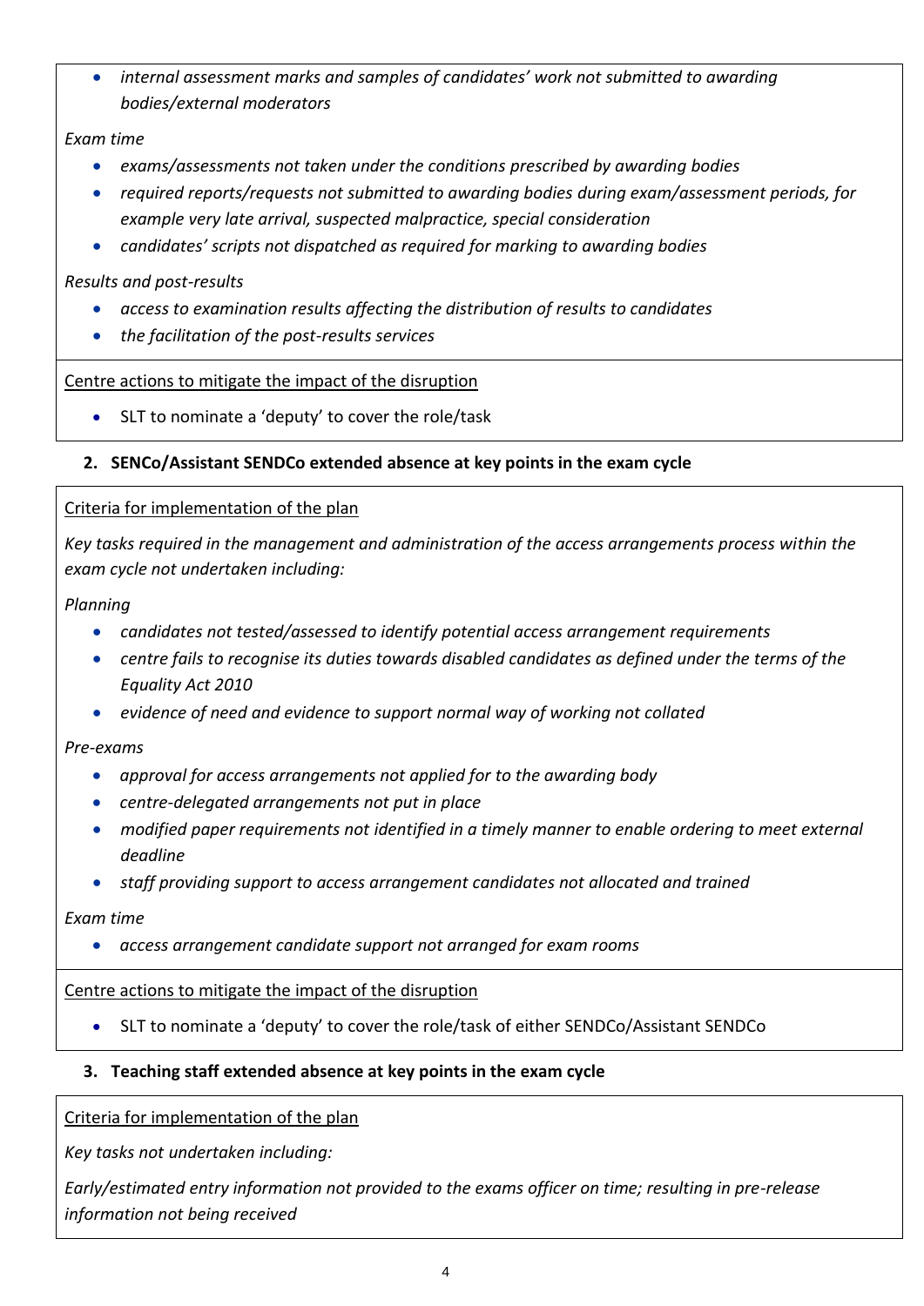- *internal assessment marks and samples of candidates' work not submitted to awarding bodies/external moderators*

*Exam time*

- *exams/assessments not taken under the conditions prescribed by awarding bodies*
- *required reports/requests not submitted to awarding bodies during exam/assessment periods, for example very late arrival, suspected malpractice, special consideration*
- *candidates' scripts not dispatched as required for marking to awarding bodies*

*Results and post-results*

- *access to examination results affecting the distribution of results to candidates*
- *the facilitation of the post-results services*

Centre actions to mitigate the impact of the disruption

- SLT to nominate a 'deputy' to cover the role/task

### 2. SENCo/Assistant SENDCo extended absence at key points in the exam cycle

Criteria for implementation of the plan

*Key tasks required in the management and administration of the access arrangements process within the exam cycle not undertaken including:*

*Planning*

- *candidates not tested/assessed to identify potential access arrangement requirements*
- *centre fails to recognise its duties towards disabled candidates as defined under the terms of the Equality Act 2010*
- *evidence of need and evidence to support normal way of working not collated*

*Pre-exams*

- *approval for access arrangements not applied for to the awarding body*
- *centre-delegated arrangements not put in place*
- *modified paper requirements not identified in a timely manner to enable ordering to meet external deadline*
- *staff providing support to access arrangement candidates not allocated and trained*

*Exam time*

- *access arrangement candidate support not arranged for exam rooms*

Centre actions to mitigate the impact of the disruption

- SLT to nominate a 'deputy' to cover the role/task of either SENDCo/Assistant SENDCo

### 3. Teaching staff extended absence at key points in the exam cycle

Criteria for implementation of the plan

*Key tasks not undertaken including:*

*Early/estimated entry information not provided to the exams officer on time; resulting in pre-release information not being received*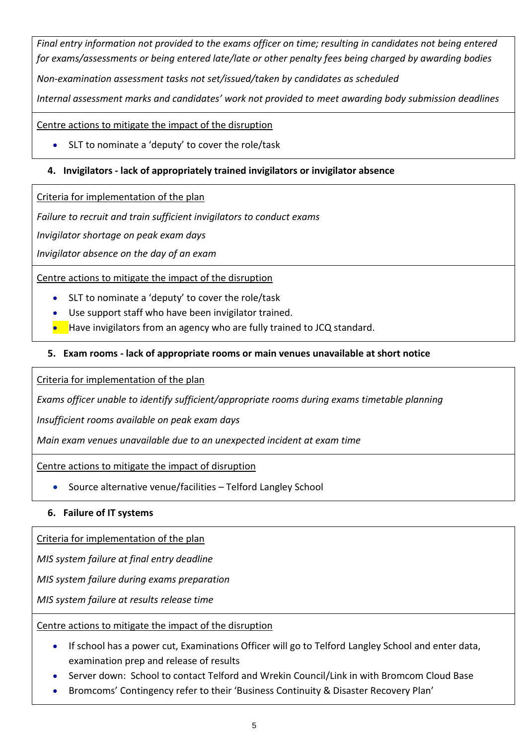*Final entry information not provided to the exams officer on time; resulting in candidates not being entered for exams/assessments or being entered late/late or other penalty fees being charged by awarding bodies*

*Non-examination assessment tasks not set/issued/taken by candidates as scheduled*

*Internal assessment marks and candidates' work not provided to meet awarding body submission deadlines*

Centre actions to mitigate the impact of the disruption

- SLT to nominate a 'deputy' to cover the role/task

### 4. Invigilators - lack of appropriately trained invigilators or invigilator absence

Criteria for implementation of the plan

*Failure to recruit and train sufficient invigilators to conduct exams*

*Invigilator shortage on peak exam days*

*Invigilator absence on the day of an exam*

Centre actions to mitigate the impact of the disruption

- SLT to nominate a 'deputy' to cover the role/task
- Use support staff who have been invigilator trained.
- Have invigilators from an agency who are fully trained to JCQ standard.

### 5. Exam rooms - lack of appropriate rooms or main venues unavailable at short notice

Criteria for implementation of the plan

*Exams officer unable to identify sufficient/appropriate rooms during exams timetable planning*

*Insufficient rooms available on peak exam days*

*Main exam venues unavailable due to an unexpected incident at exam time*

Centre actions to mitigate the impact of disruption

- Source alternative venue/facilities – Telford Langley School

### 6. Failure of IT systems

Criteria for implementation of the plan

*MIS system failure at final entry deadline*

*MIS system failure during exams preparation*

*MIS system failure at results release time*

Centre actions to mitigate the impact of the disruption

- If school has a power cut, Examinations Officer will go to Telford Langley School and enter data, examination prep and release of results
- Server down: School to contact Telford and Wrekin Council/Link in with Bromcom Cloud Base
- Bromcoms' Contingency refer to their 'Business Continuity & Disaster Recovery Plan'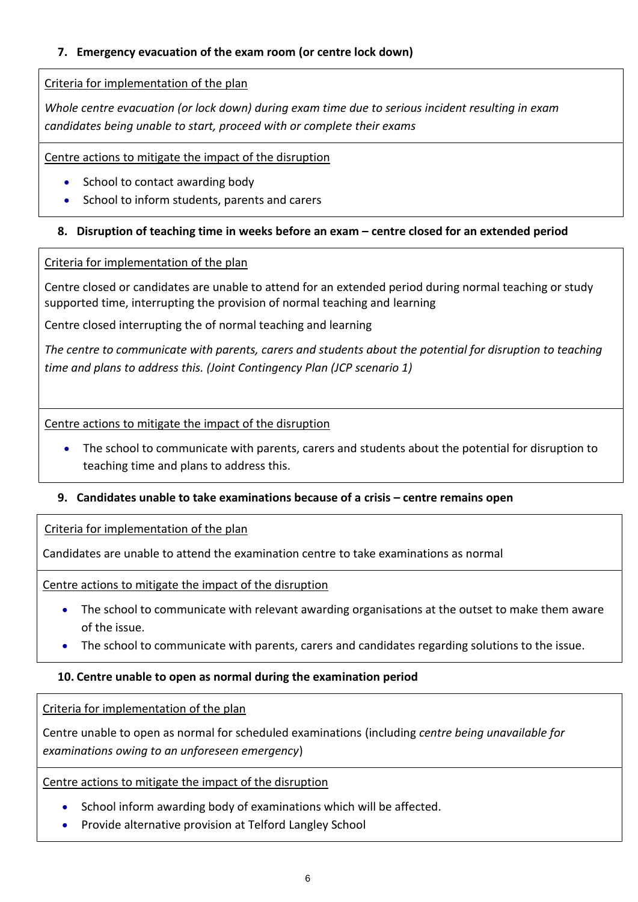### 7. Emergency evacuation of the exam room (or centre lock down)

Criteria for implementation of the plan

*Whole centre evacuation (or lock down) during exam time due to serious incident resulting in exam candidates being unable to start, proceed with or complete their exams*

Centre actions to mitigate the impact of the disruption

- School to contact awarding body
- School to inform students, parents and carers

### 8. Disruption of teaching time in weeks before an exam – centre closed for an extended period

Criteria for implementation of the plan

Centre closed or candidates are unable to attend for an extended period during normal teaching or study supported time, interrupting the provision of normal teaching and learning

Centre closed interrupting the of normal teaching and learning

*The centre to communicate with parents, carers and students about the potential for disruption to teaching time and plans to address this. (Joint Contingency Plan (JCP scenario 1)*

Centre actions to mitigate the impact of the disruption

- The school to communicate with parents, carers and students about the potential for disruption to teaching time and plans to address this.

### 9. Candidates unable to take examinations because of a crisis – centre remains open

Criteria for implementation of the plan

Candidates are unable to attend the examination centre to take examinations as normal

Centre actions to mitigate the impact of the disruption

- The school to communicate with relevant awarding organisations at the outset to make them aware of the issue.
- The school to communicate with parents, carers and candidates regarding solutions to the issue.

### 10. Centre unable to open as normal during the examination period

Criteria for implementation of the plan

Centre unable to open as normal for scheduled examinations (including *centre being unavailable for examinations owing to an unforeseen emergency*)

Centre actions to mitigate the impact of the disruption

- School inform awarding body of examinations which will be affected.
- Provide alternative provision at Telford Langley School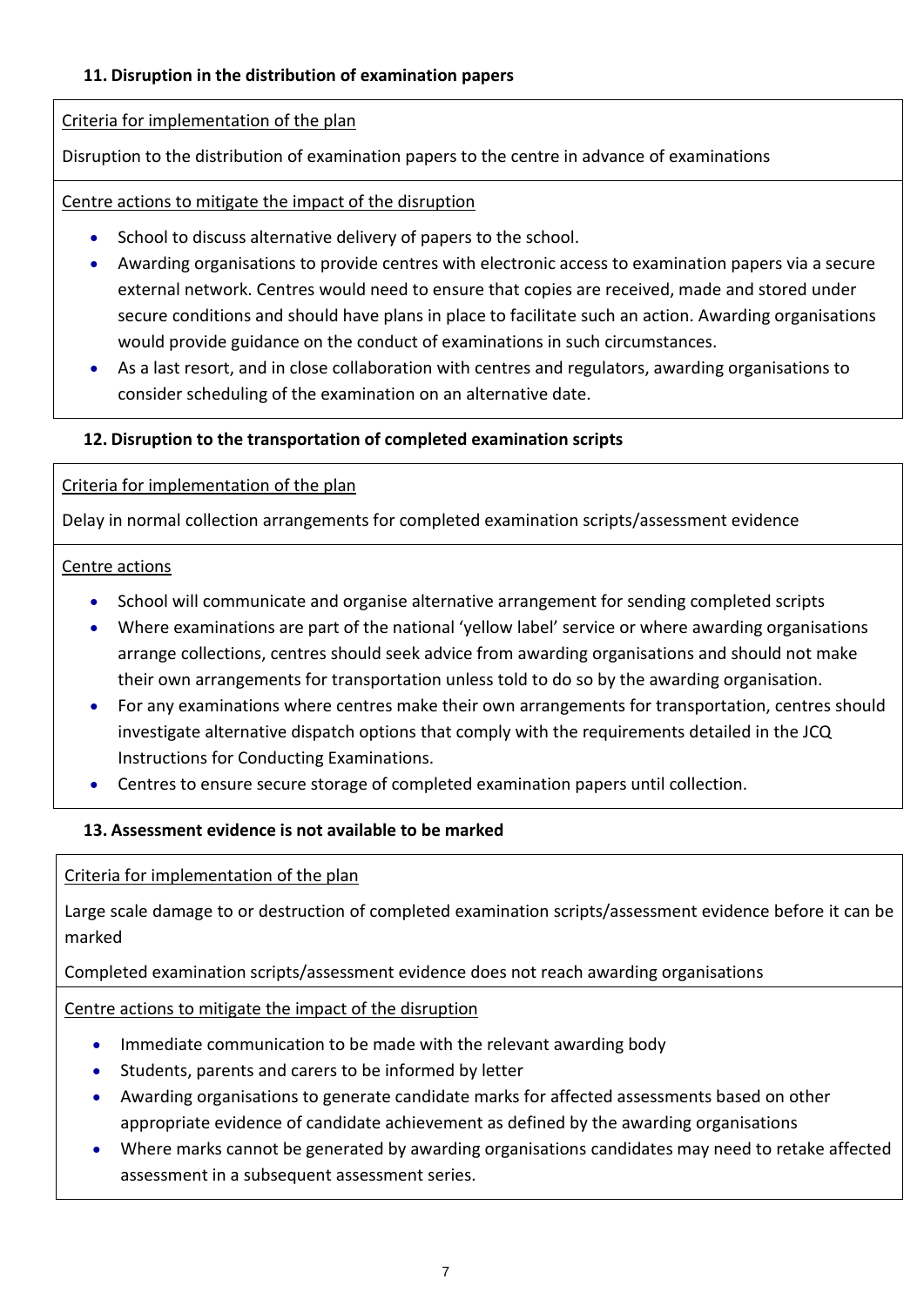### 11. Disruption in the distribution of examination papers

Criteria for implementation of the plan

Disruption to the distribution of examination papers to the centre in advance of examinations

Centre actions to mitigate the impact of the disruption

- School to discuss alternative delivery of papers to the school.
- Awarding organisations to provide centres with electronic access to examination papers via a secure external network. Centres would need to ensure that copies are received, made and stored under secure conditions and should have plans in place to facilitate such an action. Awarding organisations would provide guidance on the conduct of examinations in such circumstances.
- As a last resort, and in close collaboration with centres and regulators, awarding organisations to consider scheduling of the examination on an alternative date.

### 12. Disruption to the transportation of completed examination scripts

Criteria for implementation of the plan

Delay in normal collection arrangements for completed examination scripts/assessment evidence

Centre actions

- School will communicate and organise alternative arrangement for sending completed scripts
- Where examinations are part of the national 'yellow label' service or where awarding organisations arrange collections, centres should seek advice from awarding organisations and should not make their own arrangements for transportation unless told to do so by the awarding organisation.
- For any examinations where centres make their own arrangements for transportation, centres should investigate alternative dispatch options that comply with the requirements detailed in the JCQ Instructions for Conducting Examinations.
- Centres to ensure secure storage of completed examination papers until collection.

### 13. Assessment evidence is not available to be marked

Criteria for implementation of the plan

Large scale damage to or destruction of completed examination scripts/assessment evidence before it can be marked

Completed examination scripts/assessment evidence does not reach awarding organisations

Centre actions to mitigate the impact of the disruption

- Immediate communication to be made with the relevant awarding body
- Students, parents and carers to be informed by letter
- Awarding organisations to generate candidate marks for affected assessments based on other appropriate evidence of candidate achievement as defined by the awarding organisations
- Where marks cannot be generated by awarding organisations candidates may need to retake affected assessment in a subsequent assessment series.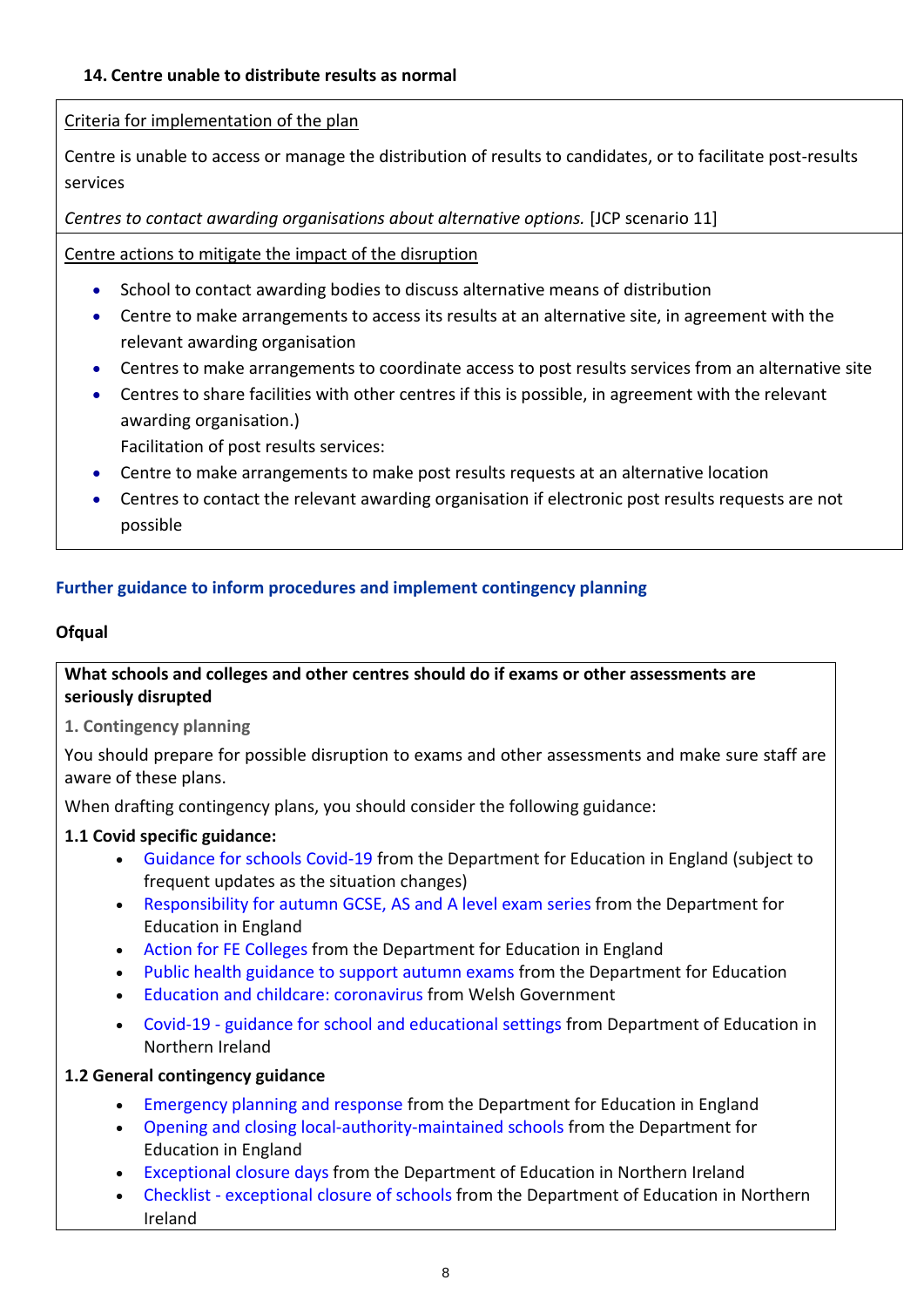**14. Centre unable to distribute results as normal**

Criteria for implementation of the plan

Centre is unable to access or manage the distribution of results to candidates, or to facilitate post-results services

*Centres to contact awarding organisations about alternative options.* [JCP scenario 11]

Centre actions to mitigate the impact of the disruption

- School to contact awarding bodies to discuss alternative means of distribution
- Centre to make arrangements to access its results at an alternative site, in agreement with the relevant awarding organisation
- Centres to make arrangements to coordinate access to post results services from an alternative site
- Centres to share facilities with other centres if this is possible, in agreement with the relevant awarding organisation.)

  Facilitation of post results services:
- Centre to make arrangements to make post results requests at an alternative location
- Centres to contact the relevant awarding organisation if electronic post results requests are not possible

## Further guidance to inform procedures and implement contingency planning

**Ofqual**

**What schools and colleges and other centres should do if exams or other assessments are seriously disrupted**

**1. Contingency planning**

You should prepare for possible disruption to exams and other assessments and make sure staff are aware of these plans.

When drafting contingency plans, you should consider the following guidance:

**1.1 Covid specific guidance:**

- Guidance for schools Covid-19 from the Department for Education in England (subject to frequent updates as the situation changes)
- Responsibility for autumn GCSE, AS and A level exam series from the Department for Education in England
- Action for FE Colleges from the Department for Education in England
- Public health guidance to support autumn exams from the Department for Education
- Education and childcare: coronavirus from Welsh Government
- Covid-19 - guidance for school and educational settings from Department of Education in Northern Ireland

**1.2 General contingency guidance**

- Emergency planning and response from the Department for Education in England
- Opening and closing local-authority-maintained schools from the Department for Education in England
- Exceptional closure days from the Department of Education in Northern Ireland
- Checklist - exceptional closure of schools from the Department of Education in Northern Ireland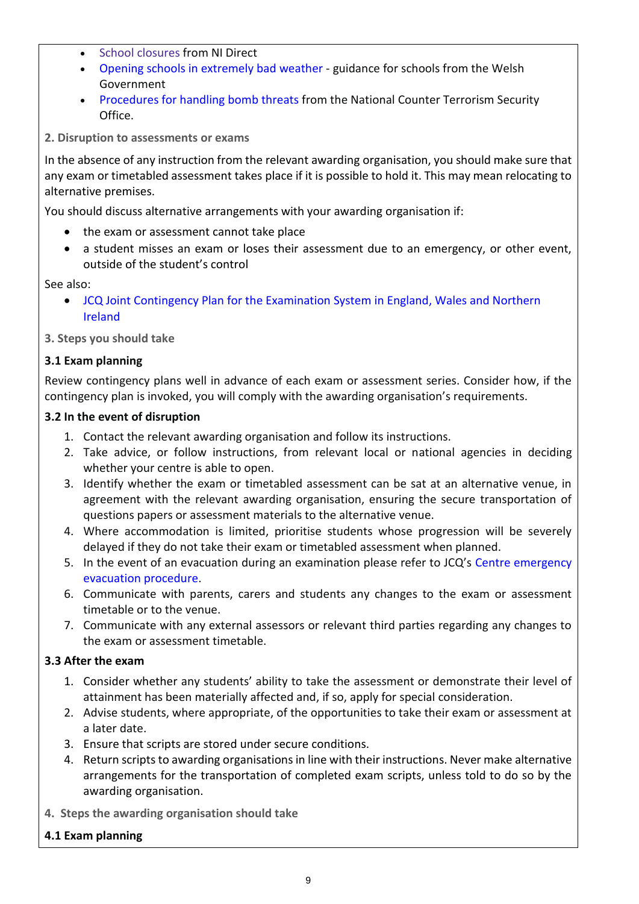- School closures from NI Direct
- Opening schools in extremely bad weather - guidance for schools from the Welsh Government
- Procedures for handling bomb threats from the National Counter Terrorism Security Office.

### 2. Disruption to assessments or exams

In the absence of any instruction from the relevant awarding organisation, you should make sure that any exam or timetabled assessment takes place if it is possible to hold it. This may mean relocating to alternative premises.

You should discuss alternative arrangements with your awarding organisation if:

- the exam or assessment cannot take place
- a student misses an exam or loses their assessment due to an emergency, or other event, outside of the student's control

See also:

- JCQ Joint Contingency Plan for the Examination System in England, Wales and Northern Ireland

### 3. Steps you should take

#### 3.1 Exam planning

Review contingency plans well in advance of each exam or assessment series. Consider how, if the contingency plan is invoked, you will comply with the awarding organisation's requirements.

#### 3.2 In the event of disruption

1. Contact the relevant awarding organisation and follow its instructions.
2. Take advice, or follow instructions, from relevant local or national agencies in deciding whether your centre is able to open.
3. Identify whether the exam or timetabled assessment can be sat at an alternative venue, in agreement with the relevant awarding organisation, ensuring the secure transportation of questions papers or assessment materials to the alternative venue.
4. Where accommodation is limited, prioritise students whose progression will be severely delayed if they do not take their exam or timetabled assessment when planned.
5. In the event of an evacuation during an examination please refer to JCQ's Centre emergency evacuation procedure.
6. Communicate with parents, carers and students any changes to the exam or assessment timetable or to the venue.
7. Communicate with any external assessors or relevant third parties regarding any changes to the exam or assessment timetable.

#### 3.3 After the exam

1. Consider whether any students' ability to take the assessment or demonstrate their level of attainment has been materially affected and, if so, apply for special consideration.
2. Advise students, where appropriate, of the opportunities to take their exam or assessment at a later date.
3. Ensure that scripts are stored under secure conditions.
4. Return scripts to awarding organisations in line with their instructions. Never make alternative arrangements for the transportation of completed exam scripts, unless told to do so by the awarding organisation.

### 4. Steps the awarding organisation should take

#### 4.1 Exam planning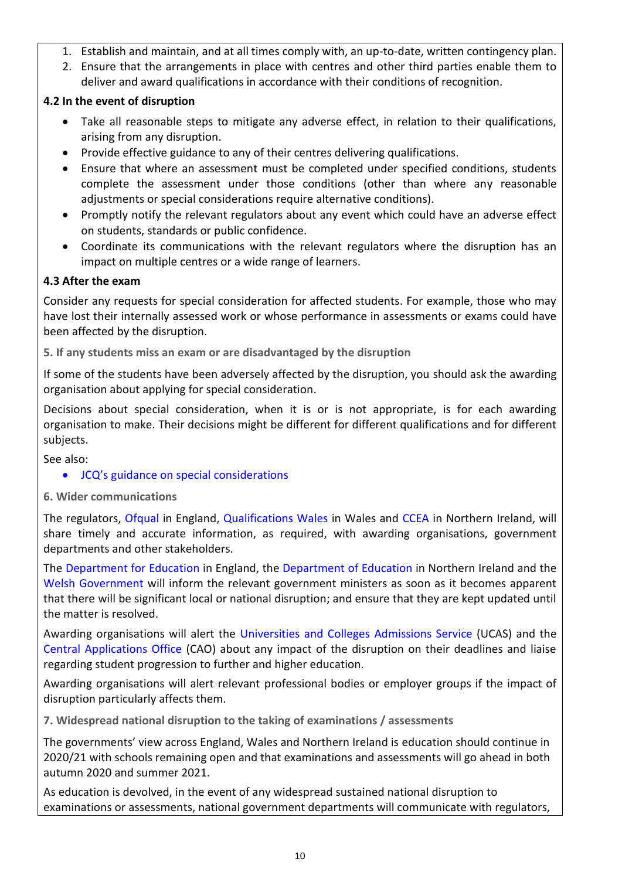1. Establish and maintain, and at all times comply with, an up-to-date, written contingency plan.
2. Ensure that the arrangements in place with centres and other third parties enable them to deliver and award qualifications in accordance with their conditions of recognition.

**4.2 In the event of disruption**

- Take all reasonable steps to mitigate any adverse effect, in relation to their qualifications, arising from any disruption.
- Provide effective guidance to any of their centres delivering qualifications.
- Ensure that where an assessment must be completed under specified conditions, students complete the assessment under those conditions (other than where any reasonable adjustments or special considerations require alternative conditions).
- Promptly notify the relevant regulators about any event which could have an adverse effect on students, standards or public confidence.
- Coordinate its communications with the relevant regulators where the disruption has an impact on multiple centres or a wide range of learners.

**4.3 After the exam**

Consider any requests for special consideration for affected students. For example, those who may have lost their internally assessed work or whose performance in assessments or exams could have been affected by the disruption.

### 5. If any students miss an exam or are disadvantaged by the disruption

If some of the students have been adversely affected by the disruption, you should ask the awarding organisation about applying for special consideration.

Decisions about special consideration, when it is or is not appropriate, is for each awarding organisation to make. Their decisions might be different for different qualifications and for different subjects.

See also:

- JCQ's guidance on special considerations

### 6. Wider communications

The regulators, Ofqual in England, Qualifications Wales in Wales and CCEA in Northern Ireland, will share timely and accurate information, as required, with awarding organisations, government departments and other stakeholders.

The Department for Education in England, the Department of Education in Northern Ireland and the Welsh Government will inform the relevant government ministers as soon as it becomes apparent that there will be significant local or national disruption; and ensure that they are kept updated until the matter is resolved.

Awarding organisations will alert the Universities and Colleges Admissions Service (UCAS) and the Central Applications Office (CAO) about any impact of the disruption on their deadlines and liaise regarding student progression to further and higher education.

Awarding organisations will alert relevant professional bodies or employer groups if the impact of disruption particularly affects them.

### 7. Widespread national disruption to the taking of examinations / assessments

The governments' view across England, Wales and Northern Ireland is education should continue in 2020/21 with schools remaining open and that examinations and assessments will go ahead in both autumn 2020 and summer 2021.

As education is devolved, in the event of any widespread sustained national disruption to examinations or assessments, national government departments will communicate with regulators,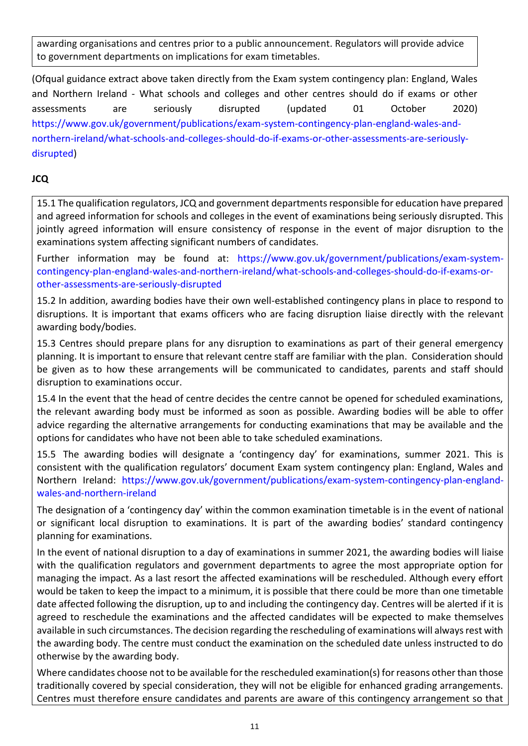awarding organisations and centres prior to a public announcement. Regulators will provide advice to government departments on implications for exam timetables.

(Ofqual guidance extract above taken directly from the Exam system contingency plan: England, Wales and Northern Ireland - What schools and colleges and other centres should do if exams or other assessments are seriously disrupted (updated 01 October 2020) https://www.gov.uk/government/publications/exam-system-contingency-plan-england-wales-and-northern-ireland/what-schools-and-colleges-should-do-if-exams-or-other-assessments-are-seriously-disrupted)

**JCQ**

15.1 The qualification regulators, JCQ and government departments responsible for education have prepared and agreed information for schools and colleges in the event of examinations being seriously disrupted. This jointly agreed information will ensure consistency of response in the event of major disruption to the examinations system affecting significant numbers of candidates.

Further information may be found at: https://www.gov.uk/government/publications/exam-system-contingency-plan-england-wales-and-northern-ireland/what-schools-and-colleges-should-do-if-exams-or-other-assessments-are-seriously-disrupted

15.2 In addition, awarding bodies have their own well-established contingency plans in place to respond to disruptions. It is important that exams officers who are facing disruption liaise directly with the relevant awarding body/bodies.

15.3 Centres should prepare plans for any disruption to examinations as part of their general emergency planning. It is important to ensure that relevant centre staff are familiar with the plan. Consideration should be given as to how these arrangements will be communicated to candidates, parents and staff should disruption to examinations occur.

15.4 In the event that the head of centre decides the centre cannot be opened for scheduled examinations, the relevant awarding body must be informed as soon as possible. Awarding bodies will be able to offer advice regarding the alternative arrangements for conducting examinations that may be available and the options for candidates who have not been able to take scheduled examinations.

15.5 The awarding bodies will designate a 'contingency day' for examinations, summer 2021. This is consistent with the qualification regulators' document Exam system contingency plan: England, Wales and Northern Ireland: https://www.gov.uk/government/publications/exam-system-contingency-plan-england-wales-and-northern-ireland

The designation of a 'contingency day' within the common examination timetable is in the event of national or significant local disruption to examinations. It is part of the awarding bodies' standard contingency planning for examinations.

In the event of national disruption to a day of examinations in summer 2021, the awarding bodies will liaise with the qualification regulators and government departments to agree the most appropriate option for managing the impact. As a last resort the affected examinations will be rescheduled. Although every effort would be taken to keep the impact to a minimum, it is possible that there could be more than one timetable date affected following the disruption, up to and including the contingency day. Centres will be alerted if it is agreed to reschedule the examinations and the affected candidates will be expected to make themselves available in such circumstances. The decision regarding the rescheduling of examinations will always rest with the awarding body. The centre must conduct the examination on the scheduled date unless instructed to do otherwise by the awarding body.

Where candidates choose not to be available for the rescheduled examination(s) for reasons other than those traditionally covered by special consideration, they will not be eligible for enhanced grading arrangements. Centres must therefore ensure candidates and parents are aware of this contingency arrangement so that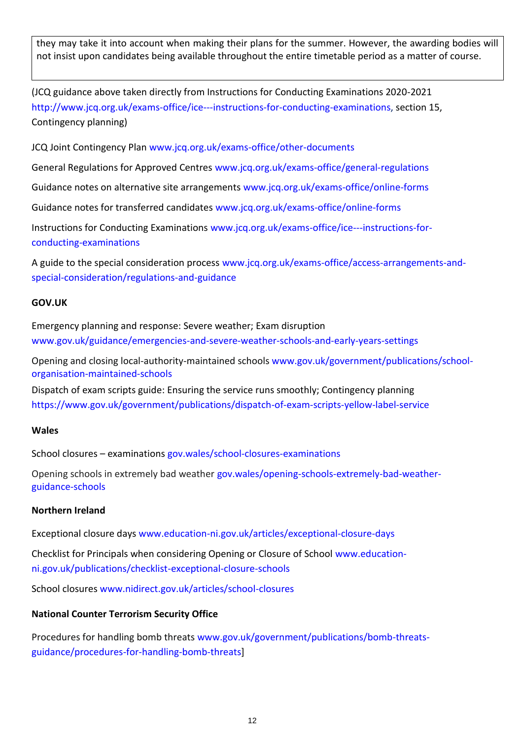| |
|---|
| they may take it into account when making their plans for the summer. However, the awarding bodies will not insist upon candidates being available throughout the entire timetable period as a matter of course. |

(JCQ guidance above taken directly from Instructions for Conducting Examinations 2020-2021 http://www.jcq.org.uk/exams-office/ice---instructions-for-conducting-examinations, section 15, Contingency planning)

JCQ Joint Contingency Plan www.jcq.org.uk/exams-office/other-documents

General Regulations for Approved Centres www.jcq.org.uk/exams-office/general-regulations

Guidance notes on alternative site arrangements www.jcq.org.uk/exams-office/online-forms

Guidance notes for transferred candidates www.jcq.org.uk/exams-office/online-forms

Instructions for Conducting Examinations www.jcq.org.uk/exams-office/ice---instructions-for-conducting-examinations

A guide to the special consideration process www.jcq.org.uk/exams-office/access-arrangements-and-special-consideration/regulations-and-guidance

**GOV.UK**

Emergency planning and response: Severe weather; Exam disruption www.gov.uk/guidance/emergencies-and-severe-weather-schools-and-early-years-settings

Opening and closing local-authority-maintained schools www.gov.uk/government/publications/school-organisation-maintained-schools

Dispatch of exam scripts guide: Ensuring the service runs smoothly; Contingency planning https://www.gov.uk/government/publications/dispatch-of-exam-scripts-yellow-label-service

**Wales**

School closures – examinations gov.wales/school-closures-examinations

Opening schools in extremely bad weather gov.wales/opening-schools-extremely-bad-weather-guidance-schools

**Northern Ireland**

Exceptional closure days www.education-ni.gov.uk/articles/exceptional-closure-days

Checklist for Principals when considering Opening or Closure of School www.education-ni.gov.uk/publications/checklist-exceptional-closure-schools

School closures www.nidirect.gov.uk/articles/school-closures

**National Counter Terrorism Security Office**

Procedures for handling bomb threats www.gov.uk/government/publications/bomb-threats-guidance/procedures-for-handling-bomb-threats]